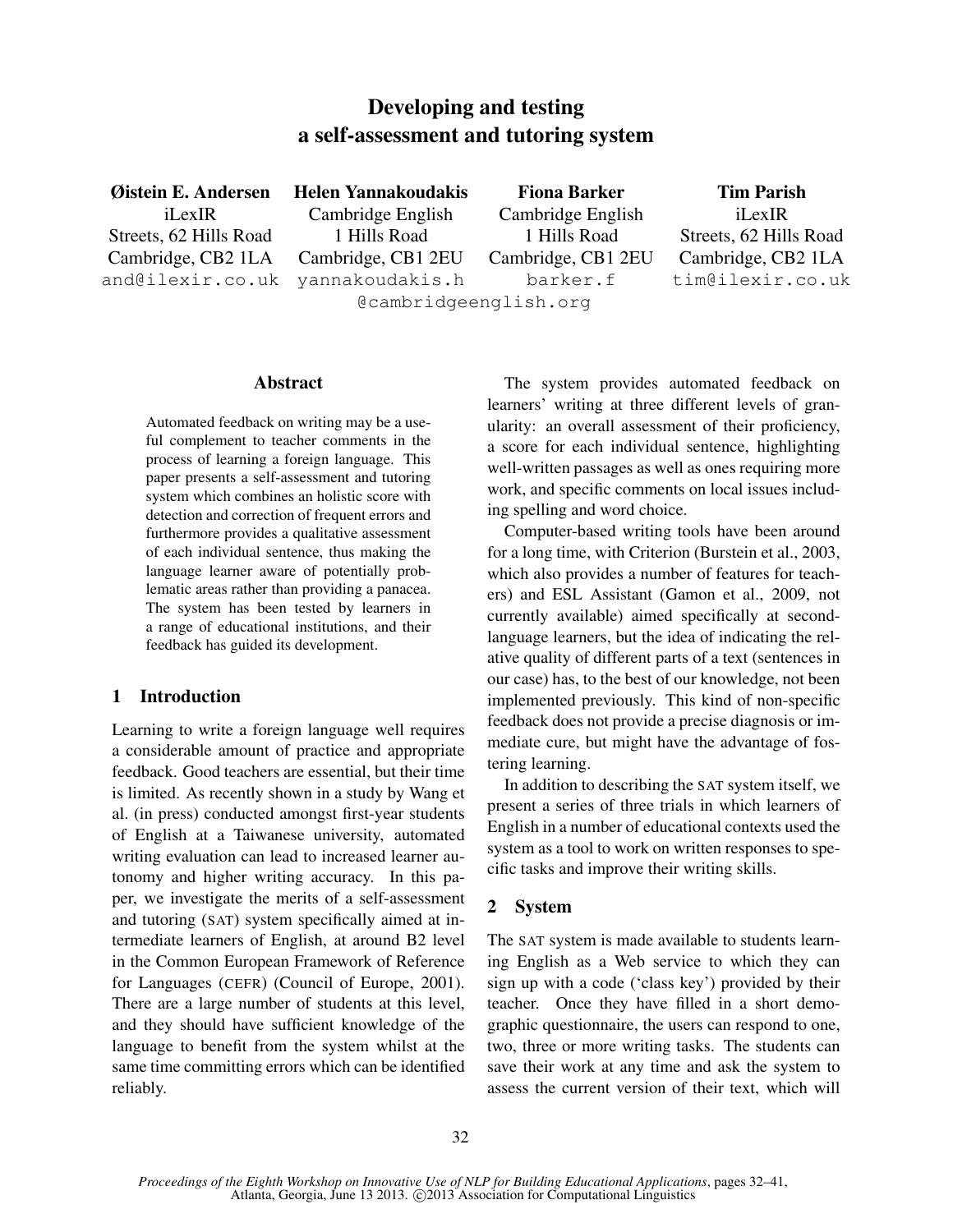# Developing and testing a self-assessment and tutoring system

**Øistein E. Andersen**
iLexIR
Streets, 62 Hills Road
Cambridge, CB2 1LA
and@ilexir.co.uk

**Helen Yannakoudakis**
Cambridge English
1 Hills Road
Cambridge, CB1 2EU
yannakoudakis.h@cambridgeenglish.org

**Fiona Barker**
Cambridge English
1 Hills Road
Cambridge, CB1 2EU
barker.f@cambridgeenglish.org

**Tim Parish**
iLexIR
Streets, 62 Hills Road
Cambridge, CB2 1LA
tim@ilexir.co.uk

## Abstract

Automated feedback on writing may be a useful complement to teacher comments in the process of learning a foreign language. This paper presents a self-assessment and tutoring system which combines an holistic score with detection and correction of frequent errors and furthermore provides a qualitative assessment of each individual sentence, thus making the language learner aware of potentially problematic areas rather than providing a panacea. The system has been tested by learners in a range of educational institutions, and their feedback has guided its development.

## 1 Introduction

Learning to write a foreign language well requires a considerable amount of practice and appropriate feedback. Good teachers are essential, but their time is limited. As recently shown in a study by Wang et al. (in press) conducted amongst first-year students of English at a Taiwanese university, automated writing evaluation can lead to increased learner autonomy and higher writing accuracy. In this paper, we investigate the merits of a self-assessment and tutoring (SAT) system specifically aimed at intermediate learners of English, at around B2 level in the Common European Framework of Reference for Languages (CEFR) (Council of Europe, 2001). There are a large number of students at this level, and they should have sufficient knowledge of the language to benefit from the system whilst at the same time committing errors which can be identified reliably.

The system provides automated feedback on learners' writing at three different levels of granularity: an overall assessment of their proficiency, a score for each individual sentence, highlighting well-written passages as well as ones requiring more work, and specific comments on local issues including spelling and word choice.

Computer-based writing tools have been around for a long time, with Criterion (Burstein et al., 2003, which also provides a number of features for teachers) and ESL Assistant (Gamon et al., 2009, not currently available) aimed specifically at second-language learners, but the idea of indicating the relative quality of different parts of a text (sentences in our case) has, to the best of our knowledge, not been implemented previously. This kind of non-specific feedback does not provide a precise diagnosis or immediate cure, but might have the advantage of fostering learning.

In addition to describing the SAT system itself, we present a series of three trials in which learners of English in a number of educational contexts used the system as a tool to work on written responses to specific tasks and improve their writing skills.

## 2 System

The SAT system is made available to students learning English as a Web service to which they can sign up with a code ('class key') provided by their teacher. Once they have filled in a short demographic questionnaire, the users can respond to one, two, three or more writing tasks. The students can save their work at any time and ask the system to assess the current version of their text, which will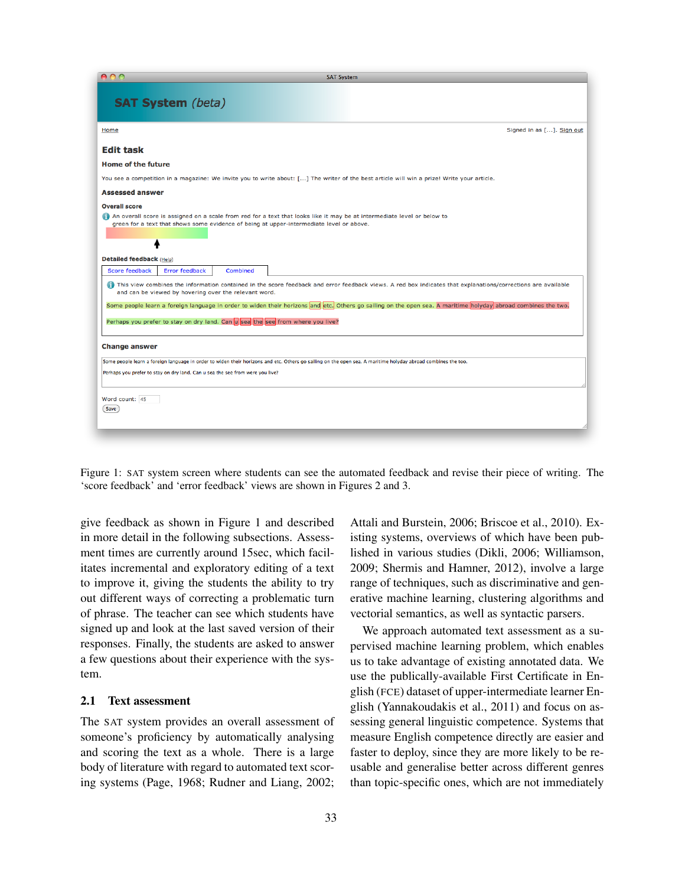Figure 1: SAT system screen where students can see the automated feedback and revise their piece of writing. The 'score feedback' and 'error feedback' views are shown in Figures 2 and 3.

give feedback as shown in Figure 1 and described in more detail in the following subsections. Assessment times are currently around 15sec, which facilitates incremental and exploratory editing of a text to improve it, giving the students the ability to try out different ways of correcting a problematic turn of phrase. The teacher can see which students have signed up and look at the last saved version of their responses. Finally, the students are asked to answer a few questions about their experience with the system.

### 2.1 Text assessment

The SAT system provides an overall assessment of someone's proficiency by automatically analysing and scoring the text as a whole. There is a large body of literature with regard to automated text scoring systems (Page, 1968; Rudner and Liang, 2002; Attali and Burstein, 2006; Briscoe et al., 2010). Existing systems, overviews of which have been published in various studies (Dikli, 2006; Williamson, 2009; Shermis and Hamner, 2012), involve a large range of techniques, such as discriminative and generative machine learning, clustering algorithms and vectorial semantics, as well as syntactic parsers.

We approach automated text assessment as a supervised machine learning problem, which enables us to take advantage of existing annotated data. We use the publically-available First Certificate in English (FCE) dataset of upper-intermediate learner English (Yannakoudakis et al., 2011) and focus on assessing general linguistic competence. Systems that measure English competence directly are easier and faster to deploy, since they are more likely to be reusable and generalise better across different genres than topic-specific ones, which are not immediately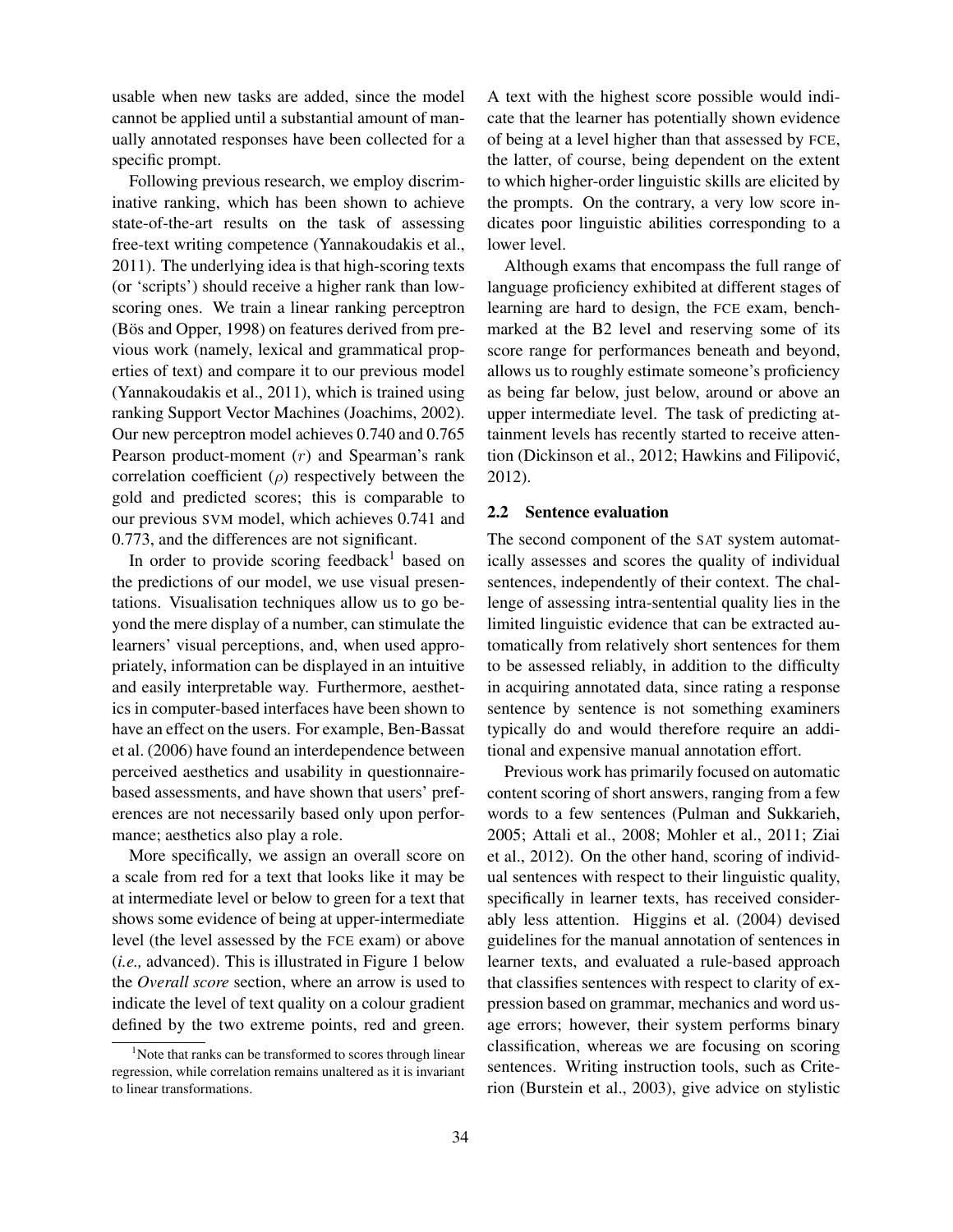usable when new tasks are added, since the model cannot be applied until a substantial amount of manually annotated responses have been collected for a specific prompt.

Following previous research, we employ discriminative ranking, which has been shown to achieve state-of-the-art results on the task of assessing free-text writing competence (Yannakoudakis et al., 2011). The underlying idea is that high-scoring texts (or 'scripts') should receive a higher rank than low-scoring ones. We train a linear ranking perceptron (Bös and Opper, 1998) on features derived from previous work (namely, lexical and grammatical properties of text) and compare it to our previous model (Yannakoudakis et al., 2011), which is trained using ranking Support Vector Machines (Joachims, 2002). Our new perceptron model achieves 0.740 and 0.765 Pearson product-moment ($r$) and Spearman's rank correlation coefficient ($\rho$) respectively between the gold and predicted scores; this is comparable to our previous SVM model, which achieves 0.741 and 0.773, and the differences are not significant.

In order to provide scoring feedback[1] based on the predictions of our model, we use visual presentations. Visualisation techniques allow us to go beyond the mere display of a number, can stimulate the learners' visual perceptions, and, when used appropriately, information can be displayed in an intuitive and easily interpretable way. Furthermore, aesthetics in computer-based interfaces have been shown to have an effect on the users. For example, Ben-Bassat et al. (2006) have found an interdependence between perceived aesthetics and usability in questionnaire-based assessments, and have shown that users' preferences are not necessarily based only upon performance; aesthetics also play a role.

More specifically, we assign an overall score on a scale from red for a text that looks like it may be at intermediate level or below to green for a text that shows some evidence of being at upper-intermediate level (the level assessed by the FCE exam) or above (*i.e.,* advanced). This is illustrated in Figure 1 below the *Overall score* section, where an arrow is used to indicate the level of text quality on a colour gradient defined by the two extreme points, red and green. A text with the highest score possible would indicate that the learner has potentially shown evidence of being at a level higher than that assessed by FCE, the latter, of course, being dependent on the extent to which higher-order linguistic skills are elicited by the prompts. On the contrary, a very low score indicates poor linguistic abilities corresponding to a lower level.

Although exams that encompass the full range of language proficiency exhibited at different stages of learning are hard to design, the FCE exam, benchmarked at the B2 level and reserving some of its score range for performances beneath and beyond, allows us to roughly estimate someone's proficiency as being far below, just below, around or above an upper intermediate level. The task of predicting attainment levels has recently started to receive attention (Dickinson et al., 2012; Hawkins and Filipović, 2012).

[1] Note that ranks can be transformed to scores through linear regression, while correlation remains unaltered as it is invariant to linear transformations.

### 2.2 Sentence evaluation

The second component of the SAT system automatically assesses and scores the quality of individual sentences, independently of their context. The challenge of assessing intra-sentential quality lies in the limited linguistic evidence that can be extracted automatically from relatively short sentences for them to be assessed reliably, in addition to the difficulty in acquiring annotated data, since rating a response sentence by sentence is not something examiners typically do and would therefore require an additional and expensive manual annotation effort.

Previous work has primarily focused on automatic content scoring of short answers, ranging from a few words to a few sentences (Pulman and Sukkarieh, 2005; Attali et al., 2008; Mohler et al., 2011; Ziai et al., 2012). On the other hand, scoring of individual sentences with respect to their linguistic quality, specifically in learner texts, has received considerably less attention. Higgins et al. (2004) devised guidelines for the manual annotation of sentences in learner texts, and evaluated a rule-based approach that classifies sentences with respect to clarity of expression based on grammar, mechanics and word usage errors; however, their system performs binary classification, whereas we are focusing on scoring sentences. Writing instruction tools, such as Criterion (Burstein et al., 2003), give advice on stylistic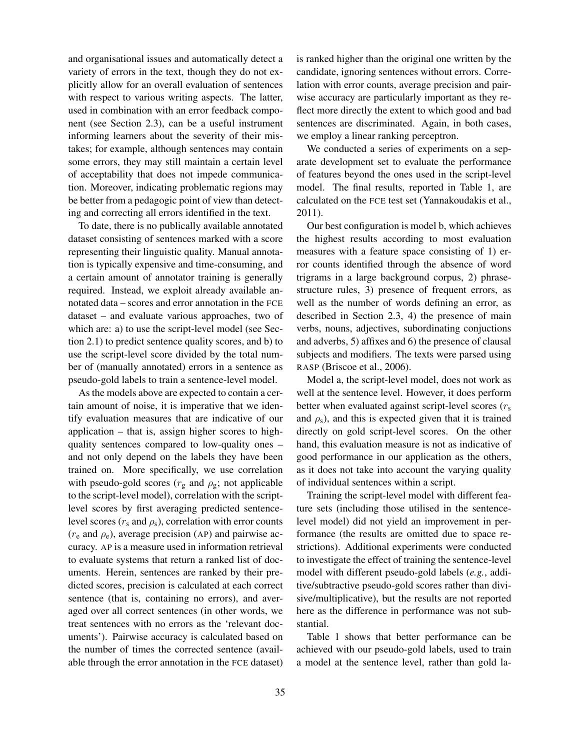and organisational issues and automatically detect a variety of errors in the text, though they do not explicitly allow for an overall evaluation of sentences with respect to various writing aspects. The latter, used in combination with an error feedback component (see Section 2.3), can be a useful instrument informing learners about the severity of their mistakes; for example, although sentences may contain some errors, they may still maintain a certain level of acceptability that does not impede communication. Moreover, indicating problematic regions may be better from a pedagogic point of view than detecting and correcting all errors identified in the text.

To date, there is no publically available annotated dataset consisting of sentences marked with a score representing their linguistic quality. Manual annotation is typically expensive and time-consuming, and a certain amount of annotator training is generally required. Instead, we exploit already available annotated data – scores and error annotation in the FCE dataset – and evaluate various approaches, two of which are: a) to use the script-level model (see Section 2.1) to predict sentence quality scores, and b) to use the script-level score divided by the total number of (manually annotated) errors in a sentence as pseudo-gold labels to train a sentence-level model.

As the models above are expected to contain a certain amount of noise, it is imperative that we identify evaluation measures that are indicative of our application – that is, assign higher scores to high-quality sentences compared to low-quality ones – and not only depend on the labels they have been trained on. More specifically, we use correlation with pseudo-gold scores ($r_g$ and $\rho_g$; not applicable to the script-level model), correlation with the script-level scores by first averaging predicted sentence-level scores ($r_s$ and $\rho_s$), correlation with error counts ($r_e$ and $\rho_e$), average precision (AP) and pairwise accuracy. AP is a measure used in information retrieval to evaluate systems that return a ranked list of documents. Herein, sentences are ranked by their predicted scores, precision is calculated at each correct sentence (that is, containing no errors), and averaged over all correct sentences (in other words, we treat sentences with no errors as the 'relevant documents'). Pairwise accuracy is calculated based on the number of times the corrected sentence (available through the error annotation in the FCE dataset) is ranked higher than the original one written by the candidate, ignoring sentences without errors. Correlation with error counts, average precision and pairwise accuracy are particularly important as they reflect more directly the extent to which good and bad sentences are discriminated. Again, in both cases, we employ a linear ranking perceptron.

We conducted a series of experiments on a separate development set to evaluate the performance of features beyond the ones used in the script-level model. The final results, reported in Table 1, are calculated on the FCE test set (Yannakoudakis et al., 2011).

Our best configuration is model b, which achieves the highest results according to most evaluation measures with a feature space consisting of 1) error counts identified through the absence of word trigrams in a large background corpus, 2) phrase-structure rules, 3) presence of frequent errors, as well as the number of words defining an error, as described in Section 2.3, 4) the presence of main verbs, nouns, adjectives, subordinating conjuctions and adverbs, 5) affixes and 6) the presence of clausal subjects and modifiers. The texts were parsed using RASP (Briscoe et al., 2006).

Model a, the script-level model, does not work as well at the sentence level. However, it does perform better when evaluated against script-level scores ($r_s$ and $\rho_s$), and this is expected given that it is trained directly on gold script-level scores. On the other hand, this evaluation measure is not as indicative of good performance in our application as the others, as it does not take into account the varying quality of individual sentences within a script.

Training the script-level model with different feature sets (including those utilised in the sentence-level model) did not yield an improvement in performance (the results are omitted due to space restrictions). Additional experiments were conducted to investigate the effect of training the sentence-level model with different pseudo-gold labels (*e.g.*, additive/subtractive pseudo-gold scores rather than divisive/multiplicative), but the results are not reported here as the difference in performance was not substantial.

Table 1 shows that better performance can be achieved with our pseudo-gold labels, used to train a model at the sentence level, rather than gold la-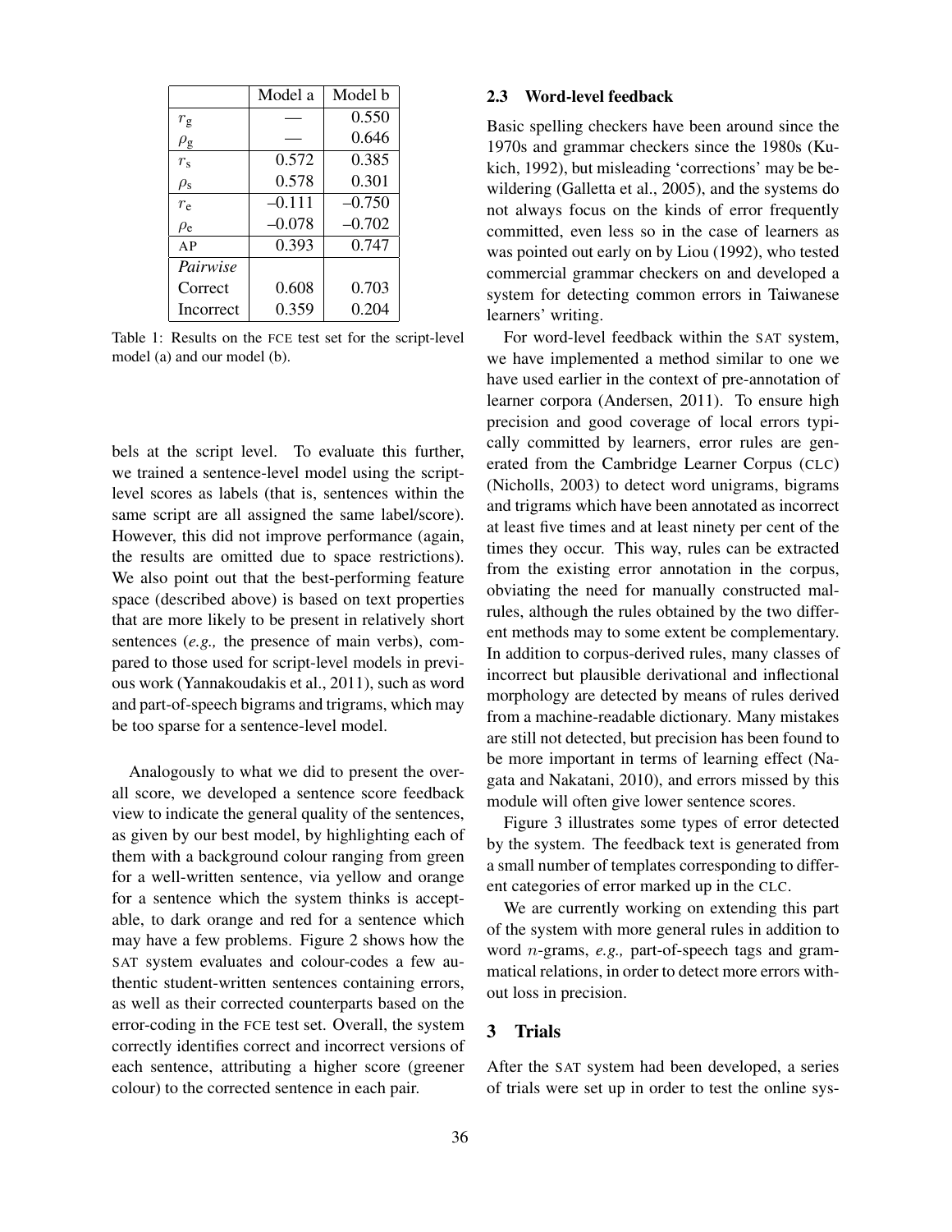| | Model a | Model b |
|---|---|---|
| $r_g$ | — | 0.550 |
| $\rho_g$ | — | 0.646 |
| $r_s$ | 0.572 | 0.385 |
| $\rho_s$ | 0.578 | 0.301 |
| $r_e$ | –0.111 | –0.750 |
| $\rho_e$ | –0.078 | –0.702 |
| AP | 0.393 | 0.747 |
| *Pairwise* | | |
| Correct | 0.608 | 0.703 |
| Incorrect | 0.359 | 0.204 |

Table 1: Results on the FCE test set for the script-level model (a) and our model (b).

bels at the script level. To evaluate this further, we trained a sentence-level model using the script-level scores as labels (that is, sentences within the same script are all assigned the same label/score). However, this did not improve performance (again, the results are omitted due to space restrictions). We also point out that the best-performing feature space (described above) is based on text properties that are more likely to be present in relatively short sentences (*e.g.,* the presence of main verbs), compared to those used for script-level models in previous work (Yannakoudakis et al., 2011), such as word and part-of-speech bigrams and trigrams, which may be too sparse for a sentence-level model.

Analogously to what we did to present the overall score, we developed a sentence score feedback view to indicate the general quality of the sentences, as given by our best model, by highlighting each of them with a background colour ranging from green for a well-written sentence, via yellow and orange for a sentence which the system thinks is acceptable, to dark orange and red for a sentence which may have a few problems. Figure 2 shows how the SAT system evaluates and colour-codes a few authentic student-written sentences containing errors, as well as their corrected counterparts based on the error-coding in the FCE test set. Overall, the system correctly identifies correct and incorrect versions of each sentence, attributing a higher score (greener colour) to the corrected sentence in each pair.

## 2.3 Word-level feedback

Basic spelling checkers have been around since the 1970s and grammar checkers since the 1980s (Kukich, 1992), but misleading 'corrections' may be bewildering (Galletta et al., 2005), and the systems do not always focus on the kinds of error frequently committed, even less so in the case of learners as was pointed out early on by Liou (1992), who tested commercial grammar checkers on and developed a system for detecting common errors in Taiwanese learners' writing.

For word-level feedback within the SAT system, we have implemented a method similar to one we have used earlier in the context of pre-annotation of learner corpora (Andersen, 2011). To ensure high precision and good coverage of local errors typically committed by learners, error rules are generated from the Cambridge Learner Corpus (CLC) (Nicholls, 2003) to detect word unigrams, bigrams and trigrams which have been annotated as incorrect at least five times and at least ninety per cent of the times they occur. This way, rules can be extracted from the existing error annotation in the corpus, obviating the need for manually constructed malrules, although the rules obtained by the two different methods may to some extent be complementary. In addition to corpus-derived rules, many classes of incorrect but plausible derivational and inflectional morphology are detected by means of rules derived from a machine-readable dictionary. Many mistakes are still not detected, but precision has been found to be more important in terms of learning effect (Nagata and Nakatani, 2010), and errors missed by this module will often give lower sentence scores.

Figure 3 illustrates some types of error detected by the system. The feedback text is generated from a small number of templates corresponding to different categories of error marked up in the CLC.

We are currently working on extending this part of the system with more general rules in addition to word $n$-grams, *e.g.,* part-of-speech tags and grammatical relations, in order to detect more errors without loss in precision.

## 3 Trials

After the SAT system had been developed, a series of trials were set up in order to test the online sys-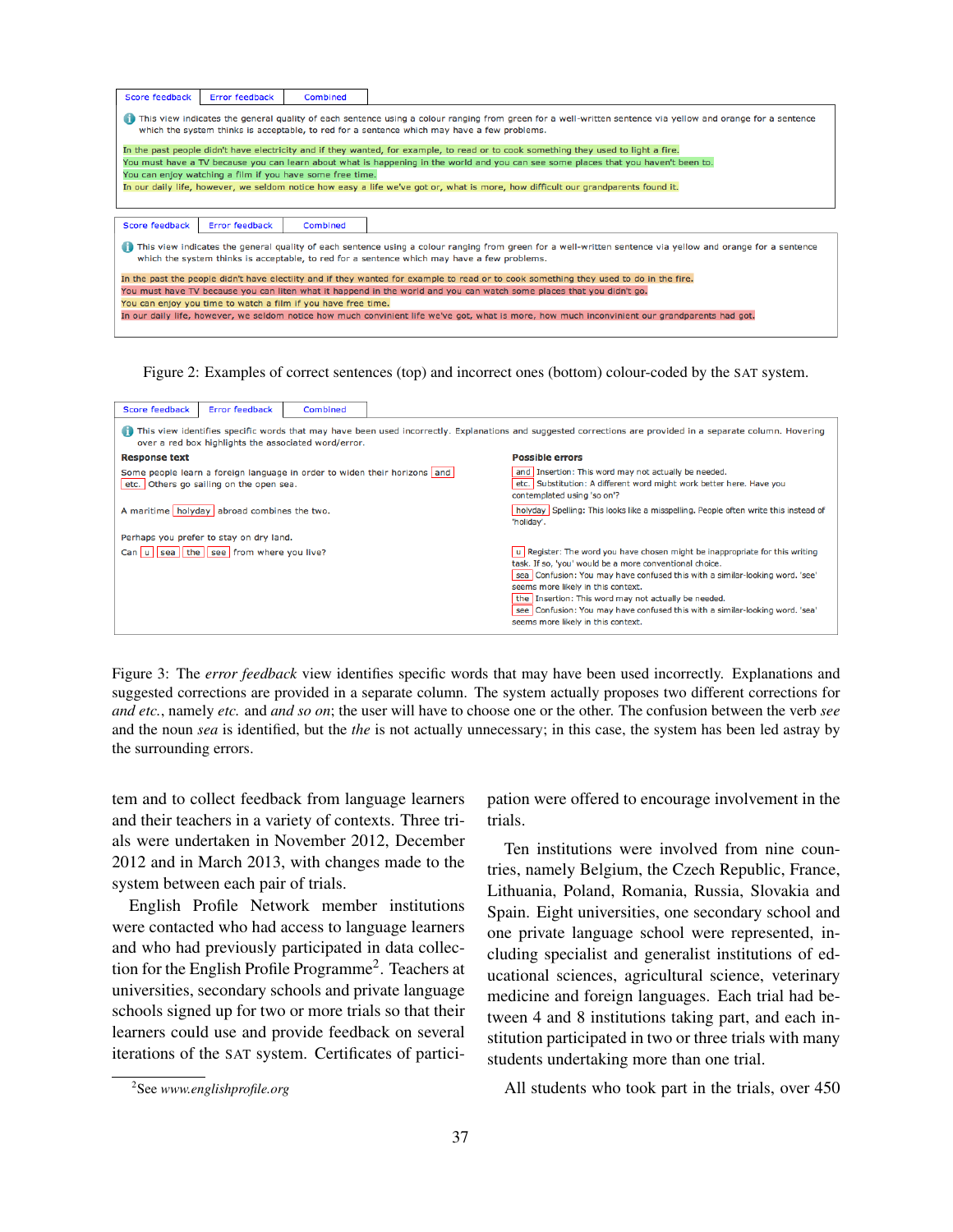Score feedback | Error feedback | Combined

This view indicates the general quality of each sentence using a colour ranging from green for a well-written sentence via yellow and orange for a sentence which the system thinks is acceptable, to red for a sentence which may have a few problems.

In the past people didn't have electricity and if they wanted, for example, to read or to cook something they used to light a fire.
You must have a TV because you can learn about what is happening in the world and you can see some places that you haven't been to.
You can enjoy watching a film if you have some free time.
In our daily life, however, we seldom notice how easy a life we've got or, what is more, how difficult our grandparents found it.

Score feedback | Error feedback | Combined

This view indicates the general quality of each sentence using a colour ranging from green for a well-written sentence via yellow and orange for a sentence which the system thinks is acceptable, to red for a sentence which may have a few problems.

In the past the people didn't have electity and if they wanted for example to read or to cook something they used to do in the fire.
You must have TV because you can liten what it happend in the world and you can watch some places that you didn't go.
You can enjoy you time to watch a film if you have free time.
In our daily life, however, we seldom notice how much convinient life we've got, what is more, how much inconvinient our grandparents had got.

Figure 2: Examples of correct sentences (top) and incorrect ones (bottom) colour-coded by the SAT system.

Score feedback | Error feedback | Combined

This view identifies specific words that may have been used incorrectly. Explanations and suggested corrections are provided in a separate column. Hovering over a red box highlights the associated word/error.

| Response text | Possible errors |
|---|---|
| Some people learn a foreign language in order to widen their horizons [and] [etc.] Others go sailing on the open sea. | [and] Insertion: This word may not actually be needed. [etc.] Substitution: A different word might work better here. Have you contemplated using 'so on'? |
| A maritime [holyday] abroad combines the two. | [holyday] Spelling: This looks like a misspelling. People often write this instead of 'holiday'. |
| Perhaps you prefer to stay on dry land. Can [u] [sea] [the] [see] from where you live? | [u] Register: The word you have chosen might be inappropriate for this writing task. If so, 'you' would be a more conventional choice. [sea] Confusion: You may have confused this with a similar-looking word. 'see' seems more likely in this context. [the] Insertion: This word may not actually be needed. [see] Confusion: You may have confused this with a similar-looking word. 'sea' seems more likely in this context. |

Figure 3: The *error feedback* view identifies specific words that may have been used incorrectly. Explanations and suggested corrections are provided in a separate column. The system actually proposes two different corrections for *and etc.*, namely *etc.* and *and so on*; the user will have to choose one or the other. The confusion between the verb *see* and the noun *sea* is identified, but the *the* is not actually unnecessary; in this case, the system has been led astray by the surrounding errors.

tem and to collect feedback from language learners and their teachers in a variety of contexts. Three trials were undertaken in November 2012, December 2012 and in March 2013, with changes made to the system between each pair of trials.

English Profile Network member institutions were contacted who had access to language learners and who had previously participated in data collection for the English Profile Programme[2]. Teachers at universities, secondary schools and private language schools signed up for two or more trials so that their learners could use and provide feedback on several iterations of the SAT system. Certificates of participation were offered to encourage involvement in the trials.

Ten institutions were involved from nine countries, namely Belgium, the Czech Republic, France, Lithuania, Poland, Romania, Russia, Slovakia and Spain. Eight universities, one secondary school and one private language school were represented, including specialist and generalist institutions of educational sciences, agricultural science, veterinary medicine and foreign languages. Each trial had between 4 and 8 institutions taking part, and each institution participated in two or three trials with many students undertaking more than one trial.

All students who took part in the trials, over 450

[2] See *www.englishprofile.org*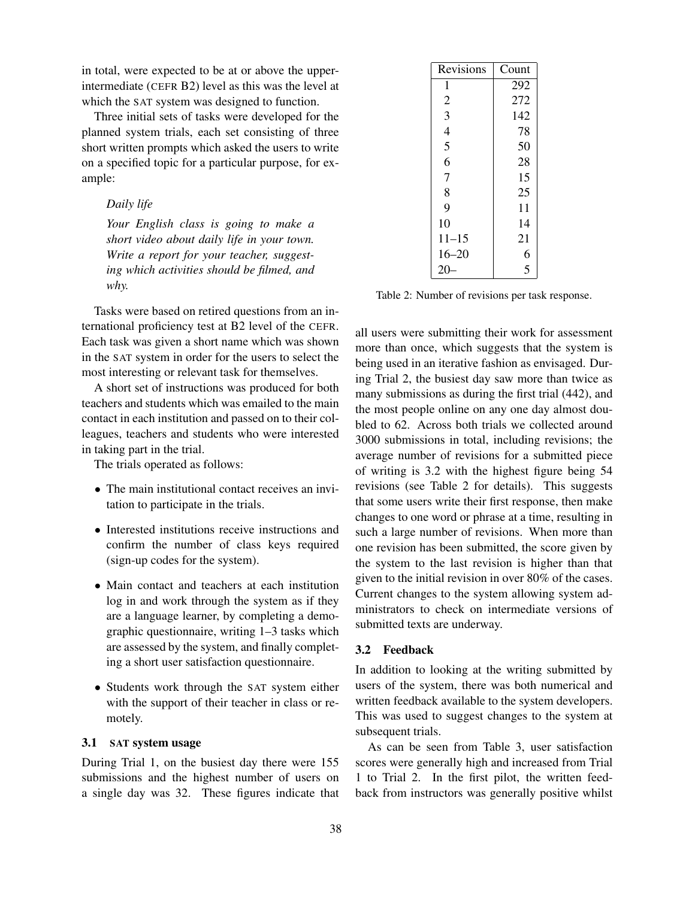in total, were expected to be at or above the upper-intermediate (CEFR B2) level as this was the level at which the SAT system was designed to function.

Three initial sets of tasks were developed for the planned system trials, each set consisting of three short written prompts which asked the users to write on a specified topic for a particular purpose, for example:

> *Daily life*
>
> *Your English class is going to make a short video about daily life in your town. Write a report for your teacher, suggesting which activities should be filmed, and why.*

Tasks were based on retired questions from an international proficiency test at B2 level of the CEFR. Each task was given a short name which was shown in the SAT system in order for the users to select the most interesting or relevant task for themselves.

A short set of instructions was produced for both teachers and students which was emailed to the main contact in each institution and passed on to their colleagues, teachers and students who were interested in taking part in the trial.

The trials operated as follows:

- The main institutional contact receives an invitation to participate in the trials.
- Interested institutions receive instructions and confirm the number of class keys required (sign-up codes for the system).
- Main contact and teachers at each institution log in and work through the system as if they are a language learner, by completing a demographic questionnaire, writing 1–3 tasks which are assessed by the system, and finally completing a short user satisfaction questionnaire.
- Students work through the SAT system either with the support of their teacher in class or remotely.

### 3.1 SAT system usage

During Trial 1, on the busiest day there were 155 submissions and the highest number of users on a single day was 32. These figures indicate that all users were submitting their work for assessment more than once, which suggests that the system is being used in an iterative fashion as envisaged. During Trial 2, the busiest day saw more than twice as many submissions as during the first trial (442), and the most people online on any one day almost doubled to 62. Across both trials we collected around 3000 submissions in total, including revisions; the average number of revisions for a submitted piece of writing is 3.2 with the highest figure being 54 revisions (see Table 2 for details). This suggests that some users write their first response, then make changes to one word or phrase at a time, resulting in such a large number of revisions. When more than one revision has been submitted, the score given by the system to the last revision is higher than that given to the initial revision in over 80% of the cases. Current changes to the system allowing system administrators to check on intermediate versions of submitted texts are underway.

| Revisions | Count |
|---|---|
| 1 | 292 |
| 2 | 272 |
| 3 | 142 |
| 4 | 78 |
| 5 | 50 |
| 6 | 28 |
| 7 | 15 |
| 8 | 25 |
| 9 | 11 |
| 10 | 14 |
| 11–15 | 21 |
| 16–20 | 6 |
| 20– | 5 |

Table 2: Number of revisions per task response.

### 3.2 Feedback

In addition to looking at the writing submitted by users of the system, there was both numerical and written feedback available to the system developers. This was used to suggest changes to the system at subsequent trials.

As can be seen from Table 3, user satisfaction scores were generally high and increased from Trial 1 to Trial 2. In the first pilot, the written feedback from instructors was generally positive whilst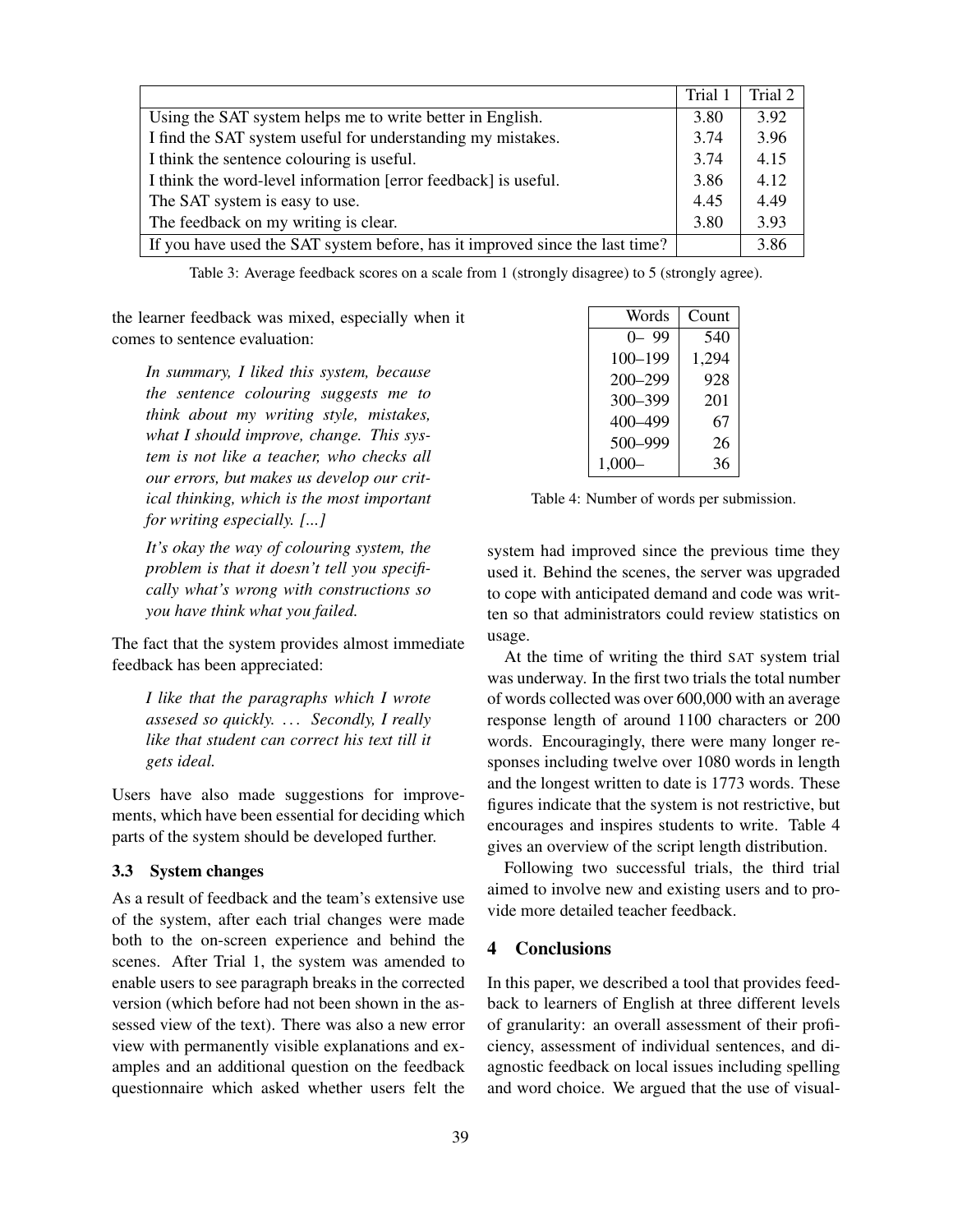|  | Trial 1 | Trial 2 |
|---|---|---|
| Using the SAT system helps me to write better in English. | 3.80 | 3.92 |
| I find the SAT system useful for understanding my mistakes. | 3.74 | 3.96 |
| I think the sentence colouring is useful. | 3.74 | 4.15 |
| I think the word-level information [error feedback] is useful. | 3.86 | 4.12 |
| The SAT system is easy to use. | 4.45 | 4.49 |
| The feedback on my writing is clear. | 3.80 | 3.93 |
| If you have used the SAT system before, has it improved since the last time? |  | 3.86 |

Table 3: Average feedback scores on a scale from 1 (strongly disagree) to 5 (strongly agree).

the learner feedback was mixed, especially when it comes to sentence evaluation:

> *In summary, I liked this system, because the sentence colouring suggests me to think about my writing style, mistakes, what I should improve, change. This system is not like a teacher, who checks all our errors, but makes us develop our critical thinking, which is the most important for writing especially. [...]*
>
> *It's okay the way of colouring system, the problem is that it doesn't tell you specifically what's wrong with constructions so you have think what you failed.*

The fact that the system provides almost immediate feedback has been appreciated:

> *I like that the paragraphs which I wrote assesed so quickly. ... Secondly, I really like that student can correct his text till it gets ideal.*

Users have also made suggestions for improvements, which have been essential for deciding which parts of the system should be developed further.

### 3.3 System changes

As a result of feedback and the team's extensive use of the system, after each trial changes were made both to the on-screen experience and behind the scenes. After Trial 1, the system was amended to enable users to see paragraph breaks in the corrected version (which before had not been shown in the assessed view of the text). There was also a new error view with permanently visible explanations and examples and an additional question on the feedback questionnaire which asked whether users felt the system had improved since the previous time they used it. Behind the scenes, the server was upgraded to cope with anticipated demand and code was written so that administrators could review statistics on usage.

| Words | Count |
|---|---|
| 0– 99 | 540 |
| 100–199 | 1,294 |
| 200–299 | 928 |
| 300–399 | 201 |
| 400–499 | 67 |
| 500–999 | 26 |
| 1,000– | 36 |

Table 4: Number of words per submission.

At the time of writing the third SAT system trial was underway. In the first two trials the total number of words collected was over 600,000 with an average response length of around 1100 characters or 200 words. Encouragingly, there were many longer responses including twelve over 1080 words in length and the longest written to date is 1773 words. These figures indicate that the system is not restrictive, but encourages and inspires students to write. Table 4 gives an overview of the script length distribution.

Following two successful trials, the third trial aimed to involve new and existing users and to provide more detailed teacher feedback.

## 4 Conclusions

In this paper, we described a tool that provides feedback to learners of English at three different levels of granularity: an overall assessment of their proficiency, assessment of individual sentences, and diagnostic feedback on local issues including spelling and word choice. We argued that the use of visual-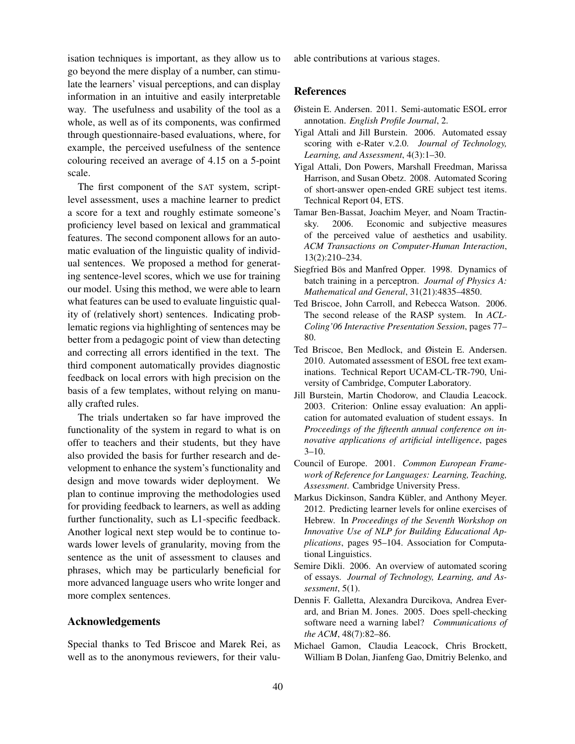isation techniques is important, as they allow us to go beyond the mere display of a number, can stimulate the learners' visual perceptions, and can display information in an intuitive and easily interpretable way. The usefulness and usability of the tool as a whole, as well as of its components, was confirmed through questionnaire-based evaluations, where, for example, the perceived usefulness of the sentence colouring received an average of 4.15 on a 5-point scale.

The first component of the SAT system, script-level assessment, uses a machine learner to predict a score for a text and roughly estimate someone's proficiency level based on lexical and grammatical features. The second component allows for an automatic evaluation of the linguistic quality of individual sentences. We proposed a method for generating sentence-level scores, which we use for training our model. Using this method, we were able to learn what features can be used to evaluate linguistic quality of (relatively short) sentences. Indicating problematic regions via highlighting of sentences may be better from a pedagogic point of view than detecting and correcting all errors identified in the text. The third component automatically provides diagnostic feedback on local errors with high precision on the basis of a few templates, without relying on manually crafted rules.

The trials undertaken so far have improved the functionality of the system in regard to what is on offer to teachers and their students, but they have also provided the basis for further research and development to enhance the system's functionality and design and move towards wider deployment. We plan to continue improving the methodologies used for providing feedback to learners, as well as adding further functionality, such as L1-specific feedback. Another logical next step would be to continue towards lower levels of granularity, moving from the sentence as the unit of assessment to clauses and phrases, which may be particularly beneficial for more advanced language users who write longer and more complex sentences.

## Acknowledgements

Special thanks to Ted Briscoe and Marek Rei, as well as to the anonymous reviewers, for their valuable contributions at various stages.

## References

Øistein E. Andersen. 2011. Semi-automatic ESOL error annotation. *English Profile Journal*, 2.

Yigal Attali and Jill Burstein. 2006. Automated essay scoring with e-Rater v.2.0. *Journal of Technology, Learning, and Assessment*, 4(3):1–30.

Yigal Attali, Don Powers, Marshall Freedman, Marissa Harrison, and Susan Obetz. 2008. Automated Scoring of short-answer open-ended GRE subject test items. Technical Report 04, ETS.

Tamar Ben-Bassat, Joachim Meyer, and Noam Tractinsky. 2006. Economic and subjective measures of the perceived value of aesthetics and usability. *ACM Transactions on Computer-Human Interaction*, 13(2):210–234.

Siegfried Bös and Manfred Opper. 1998. Dynamics of batch training in a perceptron. *Journal of Physics A: Mathematical and General*, 31(21):4835–4850.

Ted Briscoe, John Carroll, and Rebecca Watson. 2006. The second release of the RASP system. In *ACL-Coling'06 Interactive Presentation Session*, pages 77–80.

Ted Briscoe, Ben Medlock, and Øistein E. Andersen. 2010. Automated assessment of ESOL free text examinations. Technical Report UCAM-CL-TR-790, University of Cambridge, Computer Laboratory.

Jill Burstein, Martin Chodorow, and Claudia Leacock. 2003. Criterion: Online essay evaluation: An application for automated evaluation of student essays. In *Proceedings of the fifteenth annual conference on innovative applications of artificial intelligence*, pages 3–10.

Council of Europe. 2001. *Common European Framework of Reference for Languages: Learning, Teaching, Assessment*. Cambridge University Press.

Markus Dickinson, Sandra Kübler, and Anthony Meyer. 2012. Predicting learner levels for online exercises of Hebrew. In *Proceedings of the Seventh Workshop on Innovative Use of NLP for Building Educational Applications*, pages 95–104. Association for Computational Linguistics.

Semire Dikli. 2006. An overview of automated scoring of essays. *Journal of Technology, Learning, and Assessment*, 5(1).

Dennis F. Galletta, Alexandra Durcikova, Andrea Everard, and Brian M. Jones. 2005. Does spell-checking software need a warning label? *Communications of the ACM*, 48(7):82–86.

Michael Gamon, Claudia Leacock, Chris Brockett, William B Dolan, Jianfeng Gao, Dmitriy Belenko, and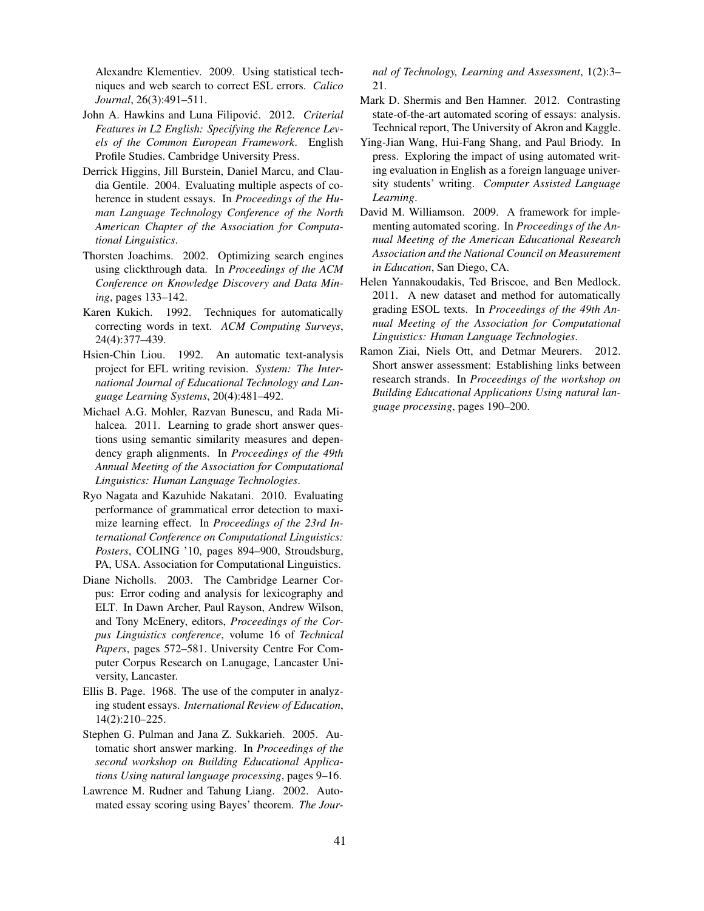Alexandre Klementiev. 2009. Using statistical techniques and web search to correct ESL errors. *Calico Journal*, 26(3):491–511.

John A. Hawkins and Luna Filipović. 2012. *Criterial Features in L2 English: Specifying the Reference Levels of the Common European Framework*. English Profile Studies. Cambridge University Press.

Derrick Higgins, Jill Burstein, Daniel Marcu, and Claudia Gentile. 2004. Evaluating multiple aspects of coherence in student essays. In *Proceedings of the Human Language Technology Conference of the North American Chapter of the Association for Computational Linguistics*.

Thorsten Joachims. 2002. Optimizing search engines using clickthrough data. In *Proceedings of the ACM Conference on Knowledge Discovery and Data Mining*, pages 133–142.

Karen Kukich. 1992. Techniques for automatically correcting words in text. *ACM Computing Surveys*, 24(4):377–439.

Hsien-Chin Liou. 1992. An automatic text-analysis project for EFL writing revision. *System: The International Journal of Educational Technology and Language Learning Systems*, 20(4):481–492.

Michael A.G. Mohler, Razvan Bunescu, and Rada Mihalcea. 2011. Learning to grade short answer questions using semantic similarity measures and dependency graph alignments. In *Proceedings of the 49th Annual Meeting of the Association for Computational Linguistics: Human Language Technologies*.

Ryo Nagata and Kazuhide Nakatani. 2010. Evaluating performance of grammatical error detection to maximize learning effect. In *Proceedings of the 23rd International Conference on Computational Linguistics: Posters*, COLING '10, pages 894–900, Stroudsburg, PA, USA. Association for Computational Linguistics.

Diane Nicholls. 2003. The Cambridge Learner Corpus: Error coding and analysis for lexicography and ELT. In Dawn Archer, Paul Rayson, Andrew Wilson, and Tony McEnery, editors, *Proceedings of the Corpus Linguistics conference*, volume 16 of *Technical Papers*, pages 572–581. University Centre For Computer Corpus Research on Lanugage, Lancaster University, Lancaster.

Ellis B. Page. 1968. The use of the computer in analyzing student essays. *International Review of Education*, 14(2):210–225.

Stephen G. Pulman and Jana Z. Sukkarieh. 2005. Automatic short answer marking. In *Proceedings of the second workshop on Building Educational Applications Using natural language processing*, pages 9–16.

Lawrence M. Rudner and Tahung Liang. 2002. Automated essay scoring using Bayes' theorem. *The Journal of Technology, Learning and Assessment*, 1(2):3–21.

Mark D. Shermis and Ben Hamner. 2012. Contrasting state-of-the-art automated scoring of essays: analysis. Technical report, The University of Akron and Kaggle.

Ying-Jian Wang, Hui-Fang Shang, and Paul Briody. In press. Exploring the impact of using automated writing evaluation in English as a foreign language university students' writing. *Computer Assisted Language Learning*.

David M. Williamson. 2009. A framework for implementing automated scoring. In *Proceedings of the Annual Meeting of the American Educational Research Association and the National Council on Measurement in Education*, San Diego, CA.

Helen Yannakoudakis, Ted Briscoe, and Ben Medlock. 2011. A new dataset and method for automatically grading ESOL texts. In *Proceedings of the 49th Annual Meeting of the Association for Computational Linguistics: Human Language Technologies*.

Ramon Ziai, Niels Ott, and Detmar Meurers. 2012. Short answer assessment: Establishing links between research strands. In *Proceedings of the workshop on Building Educational Applications Using natural language processing*, pages 190–200.